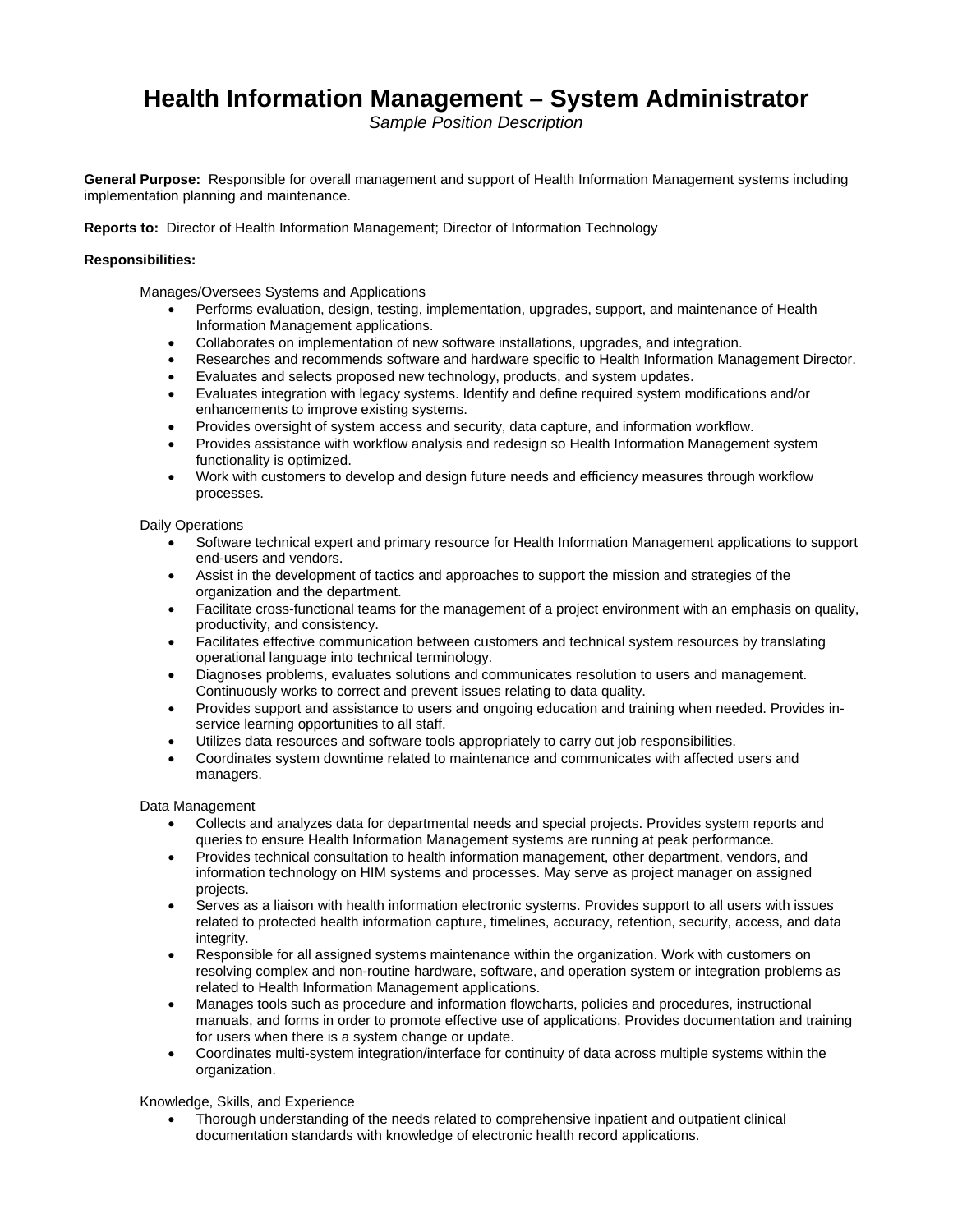# Health Information Management – System Administrator

*Sample Position Description*

**General Purpose:** Responsible for overall management and support of Health Information Management systems including implementation planning and maintenance.

**Reports to:** Director of Health Information Management; Director of Information Technology

**Responsibilities:**

Manages/Oversees Systems and Applications

- Performs evaluation, design, testing, implementation, upgrades, support, and maintenance of Health Information Management applications.
- Collaborates on implementation of new software installations, upgrades, and integration.
- Researches and recommends software and hardware specific to Health Information Management Director.
- Evaluates and selects proposed new technology, products, and system updates.
- Evaluates integration with legacy systems. Identify and define required system modifications and/or enhancements to improve existing systems.
- Provides oversight of system access and security, data capture, and information workflow.
- Provides assistance with workflow analysis and redesign so Health Information Management system functionality is optimized.
- Work with customers to develop and design future needs and efficiency measures through workflow processes.

Daily Operations

- Software technical expert and primary resource for Health Information Management applications to support end-users and vendors.
- Assist in the development of tactics and approaches to support the mission and strategies of the organization and the department.
- Facilitate cross-functional teams for the management of a project environment with an emphasis on quality, productivity, and consistency.
- Facilitates effective communication between customers and technical system resources by translating operational language into technical terminology.
- Diagnoses problems, evaluates solutions and communicates resolution to users and management. Continuously works to correct and prevent issues relating to data quality.
- Provides support and assistance to users and ongoing education and training when needed. Provides in-service learning opportunities to all staff.
- Utilizes data resources and software tools appropriately to carry out job responsibilities.
- Coordinates system downtime related to maintenance and communicates with affected users and managers.

Data Management

- Collects and analyzes data for departmental needs and special projects. Provides system reports and queries to ensure Health Information Management systems are running at peak performance.
- Provides technical consultation to health information management, other department, vendors, and information technology on HIM systems and processes. May serve as project manager on assigned projects.
- Serves as a liaison with health information electronic systems. Provides support to all users with issues related to protected health information capture, timelines, accuracy, retention, security, access, and data integrity.
- Responsible for all assigned systems maintenance within the organization. Work with customers on resolving complex and non-routine hardware, software, and operation system or integration problems as related to Health Information Management applications.
- Manages tools such as procedure and information flowcharts, policies and procedures, instructional manuals, and forms in order to promote effective use of applications. Provides documentation and training for users when there is a system change or update.
- Coordinates multi-system integration/interface for continuity of data across multiple systems within the organization.

Knowledge, Skills, and Experience

- Thorough understanding of the needs related to comprehensive inpatient and outpatient clinical documentation standards with knowledge of electronic health record applications.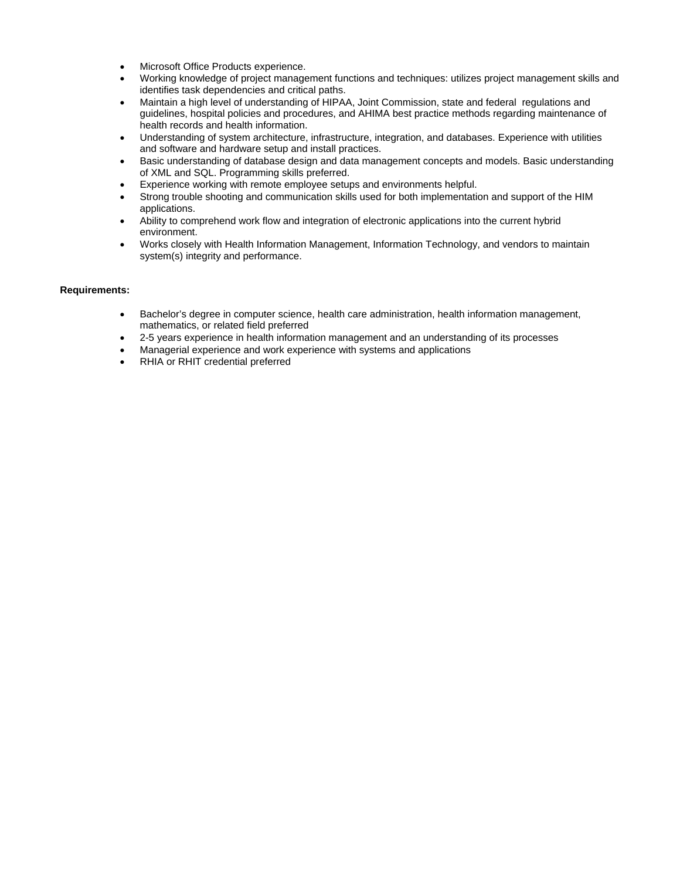- Microsoft Office Products experience.
- Working knowledge of project management functions and techniques: utilizes project management skills and identifies task dependencies and critical paths.
- Maintain a high level of understanding of HIPAA, Joint Commission, state and federal regulations and guidelines, hospital policies and procedures, and AHIMA best practice methods regarding maintenance of health records and health information.
- Understanding of system architecture, infrastructure, integration, and databases. Experience with utilities and software and hardware setup and install practices.
- Basic understanding of database design and data management concepts and models. Basic understanding of XML and SQL. Programming skills preferred.
- Experience working with remote employee setups and environments helpful.
- Strong trouble shooting and communication skills used for both implementation and support of the HIM applications.
- Ability to comprehend work flow and integration of electronic applications into the current hybrid environment.
- Works closely with Health Information Management, Information Technology, and vendors to maintain system(s) integrity and performance.

**Requirements:**

- Bachelor's degree in computer science, health care administration, health information management, mathematics, or related field preferred
- 2-5 years experience in health information management and an understanding of its processes
- Managerial experience and work experience with systems and applications
- RHIA or RHIT credential preferred